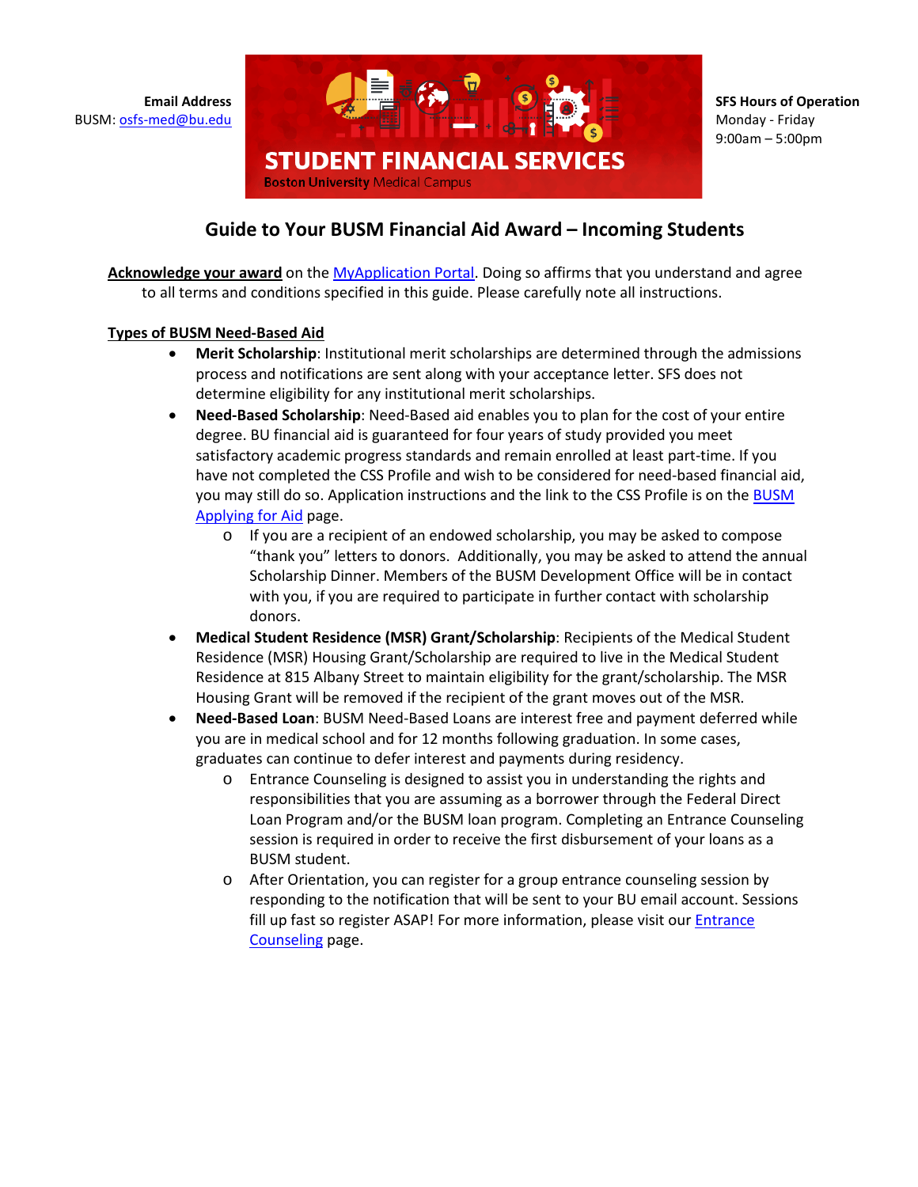**Email Address**
BUSM: osfs-med@bu.edu

STUDENT FINANCIAL SERVICES
Boston University Medical Campus

**SFS Hours of Operation**
Monday - Friday
9:00am – 5:00pm

# Guide to Your BUSM Financial Aid Award – Incoming Students

**Acknowledge your award** on the MyApplication Portal. Doing so affirms that you understand and agree to all terms and conditions specified in this guide. Please carefully note all instructions.

**Types of BUSM Need-Based Aid**

- **Merit Scholarship**: Institutional merit scholarships are determined through the admissions process and notifications are sent along with your acceptance letter. SFS does not determine eligibility for any institutional merit scholarships.
- **Need-Based Scholarship**: Need-Based aid enables you to plan for the cost of your entire degree. BU financial aid is guaranteed for four years of study provided you meet satisfactory academic progress standards and remain enrolled at least part-time. If you have not completed the CSS Profile and wish to be considered for need-based financial aid, you may still do so. Application instructions and the link to the CSS Profile is on the BUSM Applying for Aid page.
  - If you are a recipient of an endowed scholarship, you may be asked to compose "thank you" letters to donors. Additionally, you may be asked to attend the annual Scholarship Dinner. Members of the BUSM Development Office will be in contact with you, if you are required to participate in further contact with scholarship donors.
- **Medical Student Residence (MSR) Grant/Scholarship**: Recipients of the Medical Student Residence (MSR) Housing Grant/Scholarship are required to live in the Medical Student Residence at 815 Albany Street to maintain eligibility for the grant/scholarship. The MSR Housing Grant will be removed if the recipient of the grant moves out of the MSR.
- **Need-Based Loan**: BUSM Need-Based Loans are interest free and payment deferred while you are in medical school and for 12 months following graduation. In some cases, graduates can continue to defer interest and payments during residency.
  - Entrance Counseling is designed to assist you in understanding the rights and responsibilities that you are assuming as a borrower through the Federal Direct Loan Program and/or the BUSM loan program. Completing an Entrance Counseling session is required in order to receive the first disbursement of your loans as a BUSM student.
  - After Orientation, you can register for a group entrance counseling session by responding to the notification that will be sent to your BU email account. Sessions fill up fast so register ASAP! For more information, please visit our Entrance Counseling page.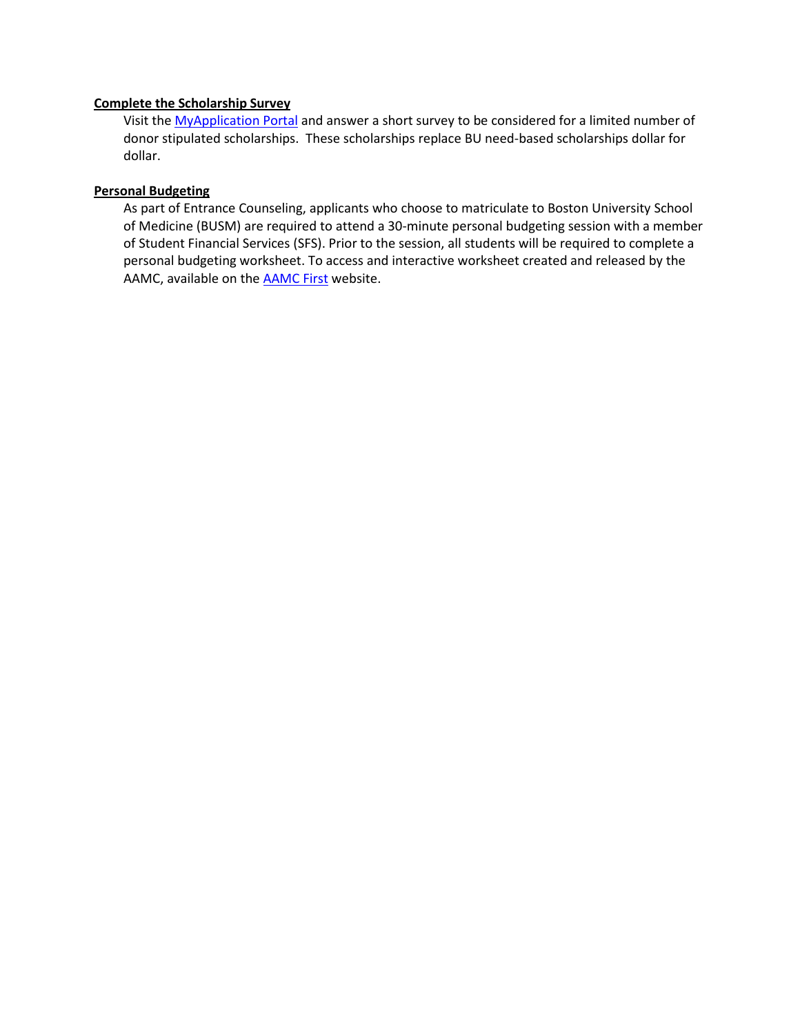**Complete the Scholarship Survey**

Visit the MyApplication Portal and answer a short survey to be considered for a limited number of donor stipulated scholarships. These scholarships replace BU need-based scholarships dollar for dollar.

**Personal Budgeting**

As part of Entrance Counseling, applicants who choose to matriculate to Boston University School of Medicine (BUSM) are required to attend a 30-minute personal budgeting session with a member of Student Financial Services (SFS). Prior to the session, all students will be required to complete a personal budgeting worksheet. To access and interactive worksheet created and released by the AAMC, available on the AAMC First website.